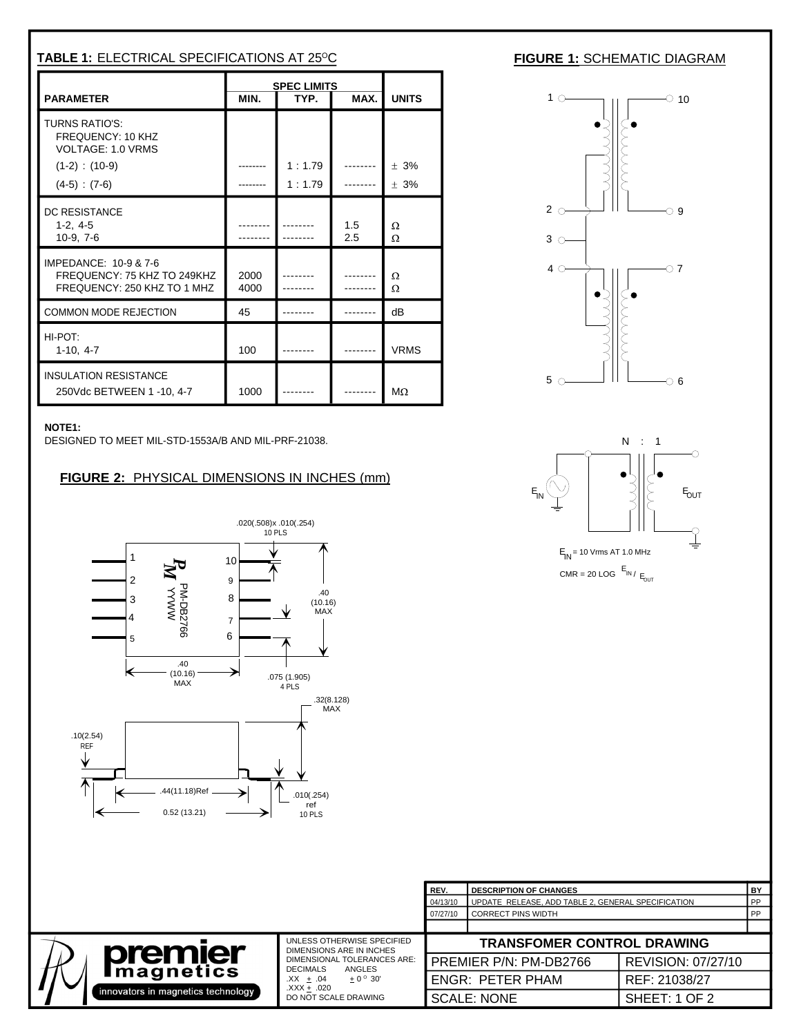**TABLE 1:** ELECTRICAL SPECIFICATIONS AT 25$^{O}$C

| PARAMETER | SPEC LIMITS MIN. | TYP. | MAX. | UNITS |
|---|---|---|---|---|
| TURNS RATIO'S: FREQUENCY: 10 KHZ VOLTAGE: 1.0 VRMS | | | | |
| (1-2) : (10-9) | -------- | 1 : 1.79 | -------- | ± 3% |
| (4-5) : (7-6) | -------- | 1 : 1.79 | -------- | ± 3% |
| DC RESISTANCE | | | | |
| 1-2, 4-5 | -------- | -------- | 1.5 | Ω |
| 10-9, 7-6 | -------- | -------- | 2.5 | Ω |
| IMPEDANCE: 10-9 & 7-6 | | | | |
| FREQUENCY: 75 KHZ TO 249KHZ | 2000 | -------- | -------- | Ω |
| FREQUENCY: 250 KHZ TO 1 MHZ | 4000 | -------- | -------- | Ω |
| COMMON MODE REJECTION | 45 | -------- | -------- | dB |
| HI-POT: 1-10, 4-7 | 100 | -------- | -------- | VRMS |
| INSULATION RESISTANCE 250Vdc BETWEEN 1 -10, 4-7 | 1000 | -------- | -------- | MΩ |

**NOTE1:**
DESIGNED TO MEET MIL-STD-1553A/B AND MIL-PRF-21038.

**FIGURE 1:** SCHEMATIC DIAGRAM

N : 1

$E_{IN}$ = 10 Vrms AT 1.0 MHz

CMR = 20 LOG $E_{IN}$ / $E_{OUT}$

**FIGURE 2:** PHYSICAL DIMENSIONS IN INCHES (mm)

PM-DB2766 YYWW

.020(.508)x .010(.254) 10 PLS

.40 (10.16) MAX

.40 (10.16) MAX

.075 (1.905) 4 PLS

.32(8.128) MAX

.10(2.54) REF

.44(11.18)Ref

0.52 (13.21)

.010(.254) ref 10 PLS

| REV. | DESCRIPTION OF CHANGES | BY |
|---|---|---|
| 04/13/10 | UPDATE RELEASE, ADD TABLE 2, GENERAL SPECIFICATION | PP |
| 07/27/10 | CORRECT PINS WIDTH | PP |

premier magnetics — innovators in magnetics technology

UNLESS OTHERWISE SPECIFIED DIMENSIONS ARE IN INCHES
DIMENSIONAL TOLERANCES ARE:
DECIMALS ANGLES
.XX ± .04 ± 0° 30'
.XXX ± .020
DO NOT SCALE DRAWING

| TRANSFOMER CONTROL DRAWING | |
|---|---|
| PREMIER P/N: PM-DB2766 | REVISION: 07/27/10 |
| ENGR: PETER PHAM | REF: 21038/27 |
| SCALE: NONE | SHEET: 1 OF 2 |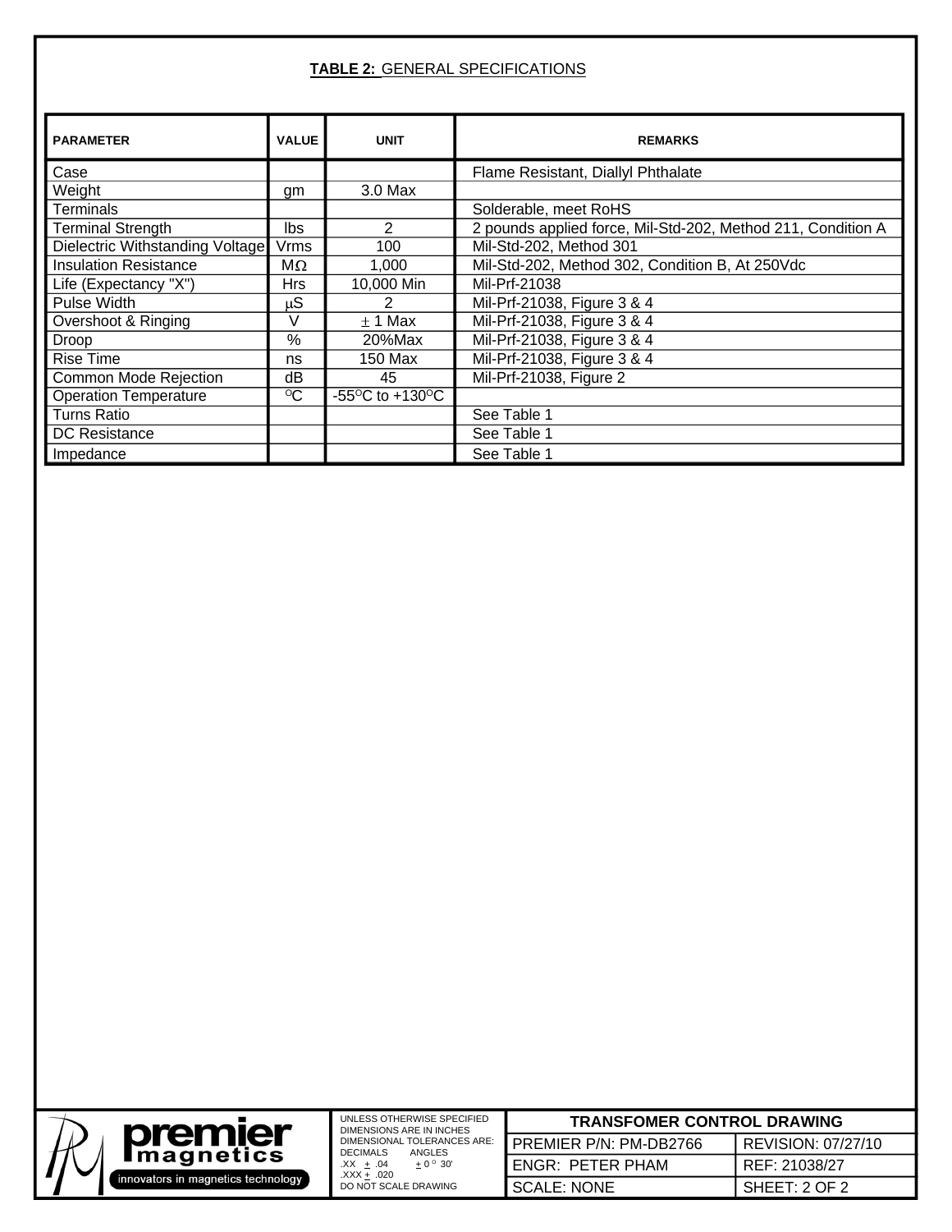**TABLE 2:** GENERAL SPECIFICATIONS

| PARAMETER | VALUE | UNIT | REMARKS |
|---|---|---|---|
| Case | | | Flame Resistant, Diallyl Phthalate |
| Weight | gm | 3.0 Max | |
| Terminals | | | Solderable, meet RoHS |
| Terminal Strength | lbs | 2 | 2 pounds applied force, Mil-Std-202, Method 211, Condition A |
| Dielectric Withstanding Voltage | Vrms | 100 | Mil-Std-202, Method 301 |
| Insulation Resistance | MΩ | 1,000 | Mil-Std-202, Method 302, Condition B, At 250Vdc |
| Life (Expectancy "X") | Hrs | 10,000 Min | Mil-Prf-21038 |
| Pulse Width | μS | 2 | Mil-Prf-21038, Figure 3 & 4 |
| Overshoot & Ringing | V | ± 1 Max | Mil-Prf-21038, Figure 3 & 4 |
| Droop | % | 20%Max | Mil-Prf-21038, Figure 3 & 4 |
| Rise Time | ns | 150 Max | Mil-Prf-21038, Figure 3 & 4 |
| Common Mode Rejection | dB | 45 | Mil-Prf-21038, Figure 2 |
| Operation Temperature | °C | -55°C to +130°C | |
| Turns Ratio | | | See Table 1 |
| DC Resistance | | | See Table 1 |
| Impedance | | | See Table 1 |

premier magnetics
innovators in magnetics technology

UNLESS OTHERWISE SPECIFIED
DIMENSIONS ARE IN INCHES
DIMENSIONAL TOLERANCES ARE:
DECIMALS ANGLES
.XX ± .04 ± 0° 30'
.XXX ± .020
DO NOT SCALE DRAWING

| TRANSFOMER CONTROL DRAWING | |
|---|---|
| PREMIER P/N: PM-DB2766 | REVISION: 07/27/10 |
| ENGR: PETER PHAM | REF: 21038/27 |
| SCALE: NONE | SHEET: 2 OF 2 |